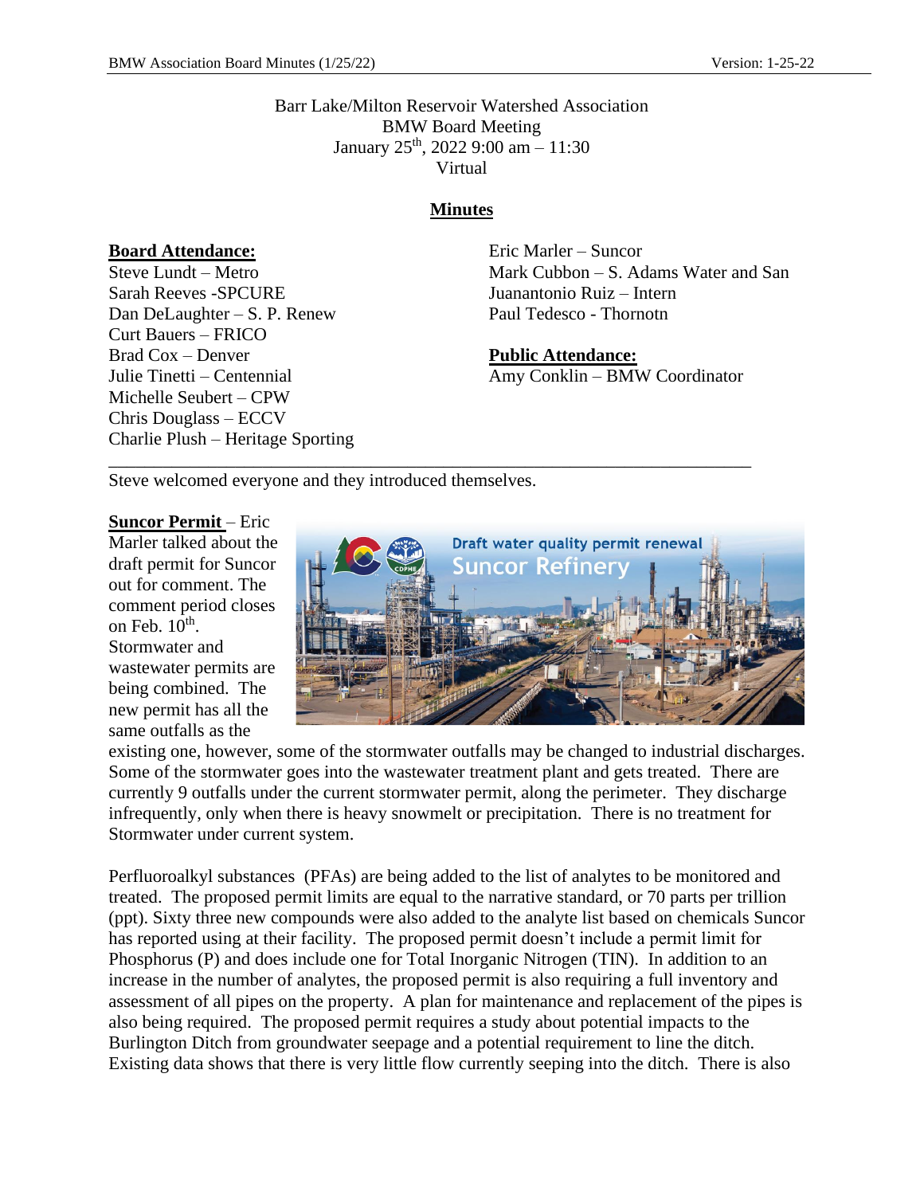Barr Lake/Milton Reservoir Watershed Association
BMW Board Meeting
January 25th, 2022 9:00 am – 11:30
Virtual

## Minutes

**Board Attendance:**
Steve Lundt – Metro
Sarah Reeves -SPCURE
Dan DeLaughter – S. P. Renew
Curt Bauers – FRICO
Brad Cox – Denver
Julie Tinetti – Centennial
Michelle Seubert – CPW
Chris Douglass – ECCV
Charlie Plush – Heritage Sporting
Eric Marler – Suncor
Mark Cubbon – S. Adams Water and San
Juanantonio Ruiz – Intern
Paul Tedesco - Thornotn

**Public Attendance:**
Amy Conklin – BMW Coordinator

---

Steve welcomed everyone and they introduced themselves.

**Suncor Permit** – Eric Marler talked about the draft permit for Suncor out for comment. The comment period closes on Feb. 10th. Stormwater and wastewater permits are being combined. The new permit has all the same outfalls as the existing one, however, some of the stormwater outfalls may be changed to industrial discharges. Some of the stormwater goes into the wastewater treatment plant and gets treated. There are currently 9 outfalls under the current stormwater permit, along the perimeter. They discharge infrequently, only when there is heavy snowmelt or precipitation. There is no treatment for Stormwater under current system.

Perfluoroalkyl substances (PFAs) are being added to the list of analytes to be monitored and treated. The proposed permit limits are equal to the narrative standard, or 70 parts per trillion (ppt). Sixty three new compounds were also added to the analyte list based on chemicals Suncor has reported using at their facility. The proposed permit doesn't include a permit limit for Phosphorus (P) and does include one for Total Inorganic Nitrogen (TIN). In addition to an increase in the number of analytes, the proposed permit is also requiring a full inventory and assessment of all pipes on the property. A plan for maintenance and replacement of the pipes is also being required. The proposed permit requires a study about potential impacts to the Burlington Ditch from groundwater seepage and a potential requirement to line the ditch. Existing data shows that there is very little flow currently seeping into the ditch. There is also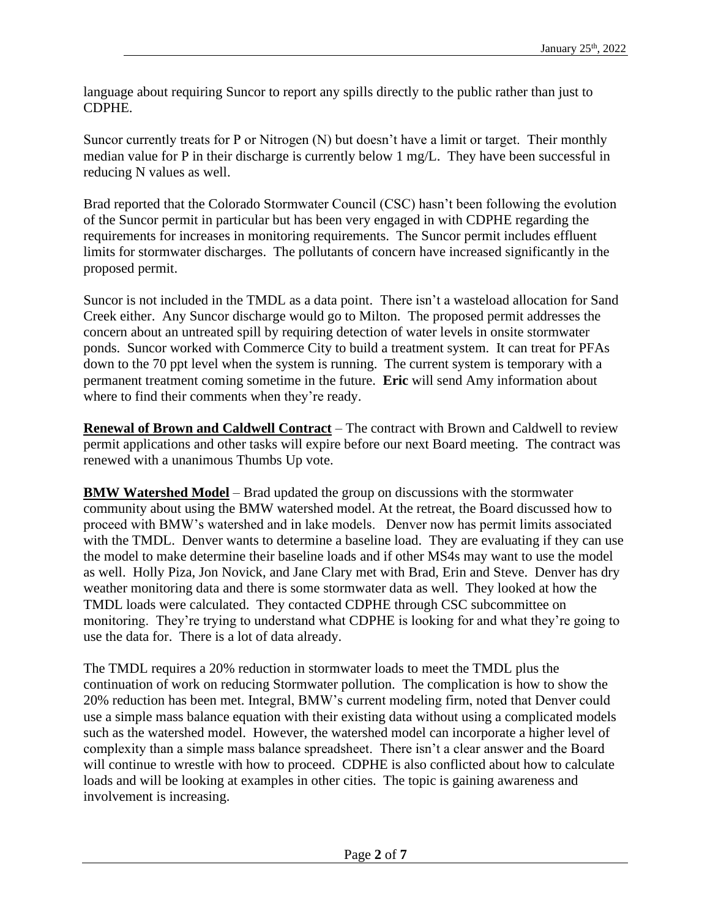language about requiring Suncor to report any spills directly to the public rather than just to CDPHE.

Suncor currently treats for P or Nitrogen (N) but doesn't have a limit or target. Their monthly median value for P in their discharge is currently below 1 mg/L. They have been successful in reducing N values as well.

Brad reported that the Colorado Stormwater Council (CSC) hasn't been following the evolution of the Suncor permit in particular but has been very engaged in with CDPHE regarding the requirements for increases in monitoring requirements. The Suncor permit includes effluent limits for stormwater discharges. The pollutants of concern have increased significantly in the proposed permit.

Suncor is not included in the TMDL as a data point. There isn't a wasteload allocation for Sand Creek either. Any Suncor discharge would go to Milton. The proposed permit addresses the concern about an untreated spill by requiring detection of water levels in onsite stormwater ponds. Suncor worked with Commerce City to build a treatment system. It can treat for PFAs down to the 70 ppt level when the system is running. The current system is temporary with a permanent treatment coming sometime in the future. **Eric** will send Amy information about where to find their comments when they're ready.

**<u>Renewal of Brown and Caldwell Contract</u>** – The contract with Brown and Caldwell to review permit applications and other tasks will expire before our next Board meeting. The contract was renewed with a unanimous Thumbs Up vote.

**<u>BMW Watershed Model</u>** – Brad updated the group on discussions with the stormwater community about using the BMW watershed model. At the retreat, the Board discussed how to proceed with BMW's watershed and in lake models. Denver now has permit limits associated with the TMDL. Denver wants to determine a baseline load. They are evaluating if they can use the model to make determine their baseline loads and if other MS4s may want to use the model as well. Holly Piza, Jon Novick, and Jane Clary met with Brad, Erin and Steve. Denver has dry weather monitoring data and there is some stormwater data as well. They looked at how the TMDL loads were calculated. They contacted CDPHE through CSC subcommittee on monitoring. They're trying to understand what CDPHE is looking for and what they're going to use the data for. There is a lot of data already.

The TMDL requires a 20% reduction in stormwater loads to meet the TMDL plus the continuation of work on reducing Stormwater pollution. The complication is how to show the 20% reduction has been met. Integral, BMW's current modeling firm, noted that Denver could use a simple mass balance equation with their existing data without using a complicated models such as the watershed model. However, the watershed model can incorporate a higher level of complexity than a simple mass balance spreadsheet. There isn't a clear answer and the Board will continue to wrestle with how to proceed. CDPHE is also conflicted about how to calculate loads and will be looking at examples in other cities. The topic is gaining awareness and involvement is increasing.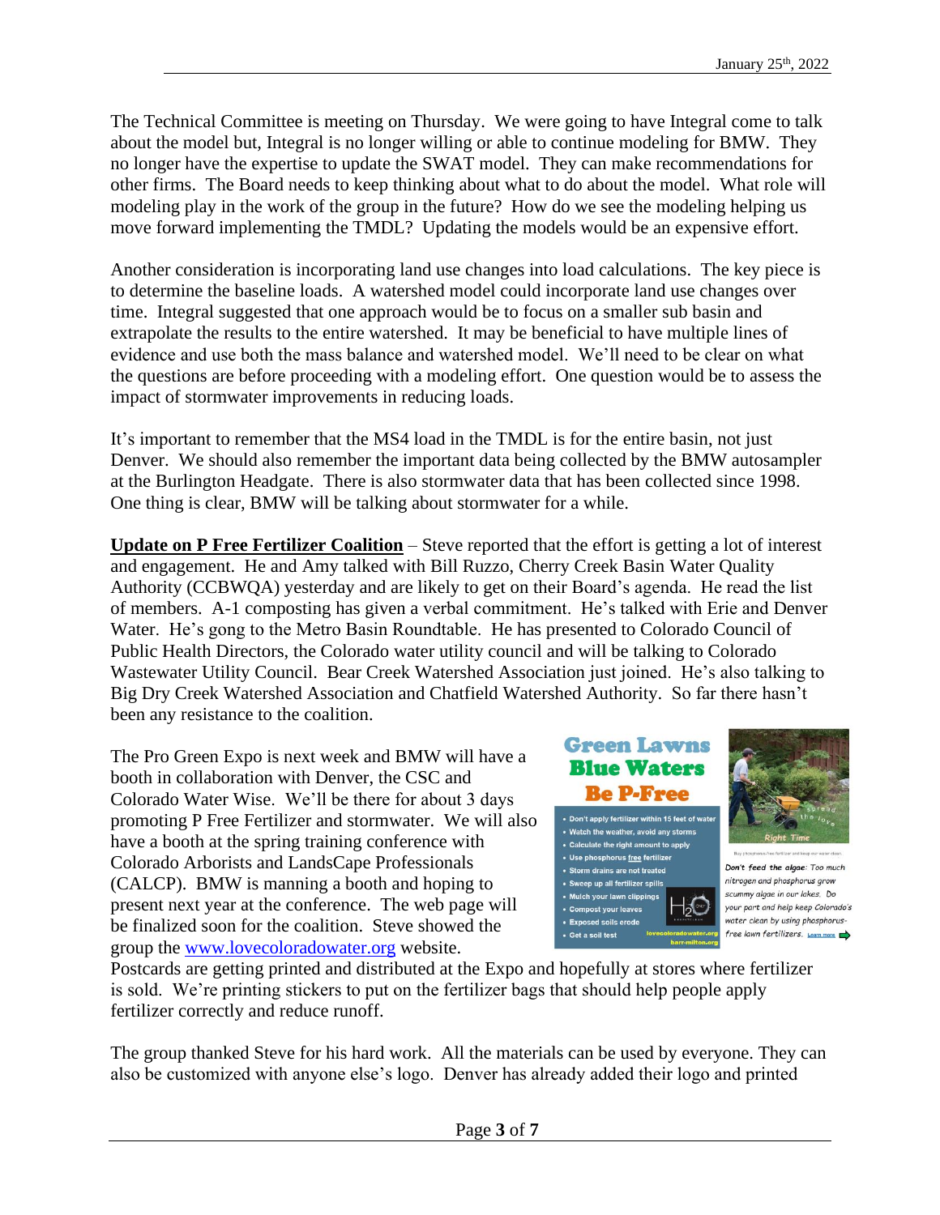The Technical Committee is meeting on Thursday. We were going to have Integral come to talk about the model but, Integral is no longer willing or able to continue modeling for BMW. They no longer have the expertise to update the SWAT model. They can make recommendations for other firms. The Board needs to keep thinking about what to do about the model. What role will modeling play in the work of the group in the future? How do we see the modeling helping us move forward implementing the TMDL? Updating the models would be an expensive effort.

Another consideration is incorporating land use changes into load calculations. The key piece is to determine the baseline loads. A watershed model could incorporate land use changes over time. Integral suggested that one approach would be to focus on a smaller sub basin and extrapolate the results to the entire watershed. It may be beneficial to have multiple lines of evidence and use both the mass balance and watershed model. We'll need to be clear on what the questions are before proceeding with a modeling effort. One question would be to assess the impact of stormwater improvements in reducing loads.

It's important to remember that the MS4 load in the TMDL is for the entire basin, not just Denver. We should also remember the important data being collected by the BMW autosampler at the Burlington Headgate. There is also stormwater data that has been collected since 1998. One thing is clear, BMW will be talking about stormwater for a while.

**Update on P Free Fertilizer Coalition** – Steve reported that the effort is getting a lot of interest and engagement. He and Amy talked with Bill Ruzzo, Cherry Creek Basin Water Quality Authority (CCBWQA) yesterday and are likely to get on their Board's agenda. He read the list of members. A-1 composting has given a verbal commitment. He's talked with Erie and Denver Water. He's gong to the Metro Basin Roundtable. He has presented to Colorado Council of Public Health Directors, the Colorado water utility council and will be talking to Colorado Wastewater Utility Council. Bear Creek Watershed Association just joined. He's also talking to Big Dry Creek Watershed Association and Chatfield Watershed Authority. So far there hasn't been any resistance to the coalition.

The Pro Green Expo is next week and BMW will have a booth in collaboration with Denver, the CSC and Colorado Water Wise. We'll be there for about 3 days promoting P Free Fertilizer and stormwater. We will also have a booth at the spring training conference with Colorado Arborists and LandsCape Professionals (CALCP). BMW is manning a booth and hoping to present next year at the conference. The web page will be finalized soon for the coalition. Steve showed the group the www.lovecoloradowater.org website.

**Green Lawns Blue Waters Be P-Free**

- Don't apply fertilizer within 15 feet of water
- Watch the weather, avoid any storms
- Calculate the right amount to apply
- Use phosphorus free fertilizer
- Storm drains are not treated
- Sweep up all fertilizer spills
- Mulch your lawn clippings
- Compost your leaves
- Exposed soils erode
- Get a soil test

lovecoloradowater.org barr-milton.org

Spread the love Right Time

*Don't feed the algae: Too much nitrogen and phosphorus grow scummy algae in our lakes. Do your part and help keep Colorado's water clean by using phosphorus-free lawn fertilizers.* Learn more

Postcards are getting printed and distributed at the Expo and hopefully at stores where fertilizer is sold. We're printing stickers to put on the fertilizer bags that should help people apply fertilizer correctly and reduce runoff.

The group thanked Steve for his hard work. All the materials can be used by everyone. They can also be customized with anyone else's logo. Denver has already added their logo and printed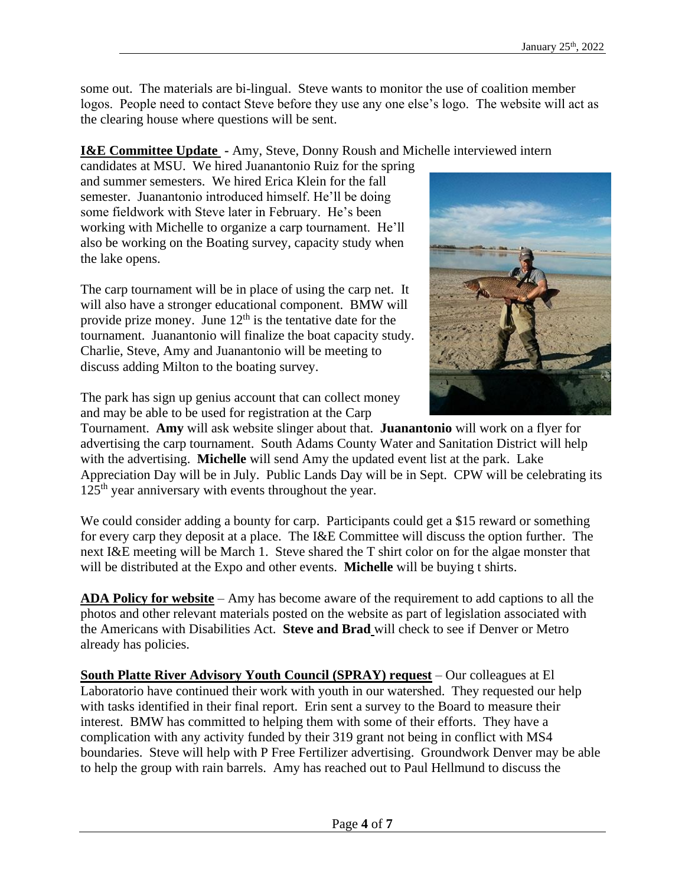some out. The materials are bi-lingual. Steve wants to monitor the use of coalition member logos. People need to contact Steve before they use any one else's logo. The website will act as the clearing house where questions will be sent.

**I&E Committee Update** - Amy, Steve, Donny Roush and Michelle interviewed intern candidates at MSU. We hired Juanantonio Ruiz for the spring and summer semesters. We hired Erica Klein for the fall semester. Juanantonio introduced himself. He'll be doing some fieldwork with Steve later in February. He's been working with Michelle to organize a carp tournament. He'll also be working on the Boating survey, capacity study when the lake opens.

The carp tournament will be in place of using the carp net. It will also have a stronger educational component. BMW will provide prize money. June 12th is the tentative date for the tournament. Juanantonio will finalize the boat capacity study. Charlie, Steve, Amy and Juanantonio will be meeting to discuss adding Milton to the boating survey.

The park has sign up genius account that can collect money and may be able to be used for registration at the Carp Tournament. **Amy** will ask website slinger about that. **Juanantonio** will work on a flyer for advertising the carp tournament. South Adams County Water and Sanitation District will help with the advertising. **Michelle** will send Amy the updated event list at the park. Lake Appreciation Day will be in July. Public Lands Day will be in Sept. CPW will be celebrating its 125th year anniversary with events throughout the year.

We could consider adding a bounty for carp. Participants could get a $15 reward or something for every carp they deposit at a place. The I&E Committee will discuss the option further. The next I&E meeting will be March 1. Steve shared the T shirt color on for the algae monster that will be distributed at the Expo and other events. **Michelle** will be buying t shirts.

**ADA Policy for website** – Amy has become aware of the requirement to add captions to all the photos and other relevant materials posted on the website as part of legislation associated with the Americans with Disabilities Act. **Steve and Brad** will check to see if Denver or Metro already has policies.

**South Platte River Advisory Youth Council (SPRAY) request** – Our colleagues at El Laboratorio have continued their work with youth in our watershed. They requested our help with tasks identified in their final report. Erin sent a survey to the Board to measure their interest. BMW has committed to helping them with some of their efforts. They have a complication with any activity funded by their 319 grant not being in conflict with MS4 boundaries. Steve will help with P Free Fertilizer advertising. Groundwork Denver may be able to help the group with rain barrels. Amy has reached out to Paul Hellmund to discuss the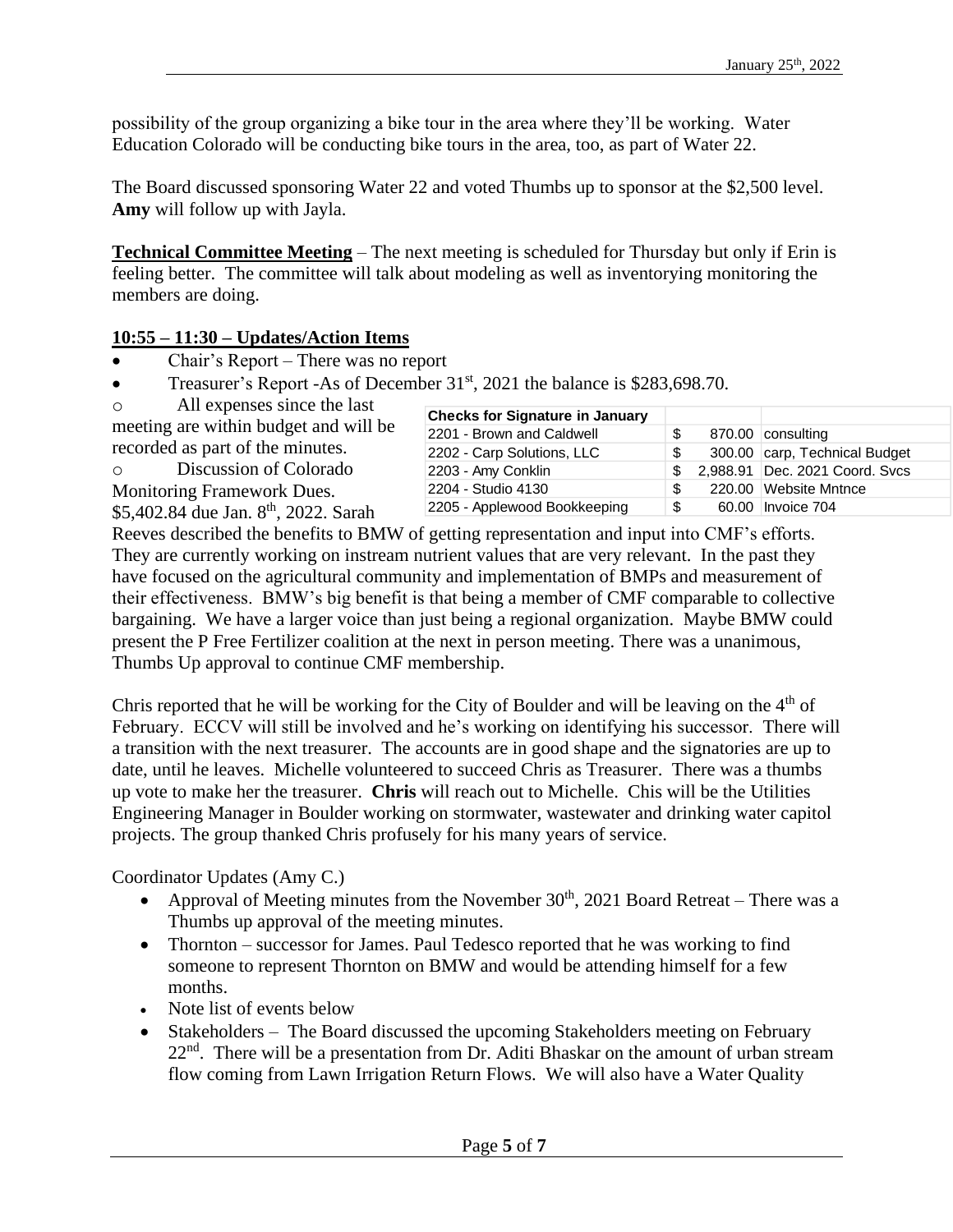possibility of the group organizing a bike tour in the area where they'll be working. Water Education Colorado will be conducting bike tours in the area, too, as part of Water 22.

The Board discussed sponsoring Water 22 and voted Thumbs up to sponsor at the $2,500 level. **Amy** will follow up with Jayla.

**Technical Committee Meeting** – The next meeting is scheduled for Thursday but only if Erin is feeling better. The committee will talk about modeling as well as inventorying monitoring the members are doing.

**10:55 – 11:30 – Updates/Action Items**

- Chair's Report – There was no report
- Treasurer's Report -As of December 31st, 2021 the balance is $283,698.70.
  - All expenses since the last meeting are within budget and will be recorded as part of the minutes.
  - Discussion of Colorado Monitoring Framework Dues. $5,402.84 due Jan. 8th, 2022. Sarah Reeves described the benefits to BMW of getting representation and input into CMF's efforts. They are currently working on instream nutrient values that are very relevant. In the past they have focused on the agricultural community and implementation of BMPs and measurement of their effectiveness. BMW's big benefit is that being a member of CMF comparable to collective bargaining. We have a larger voice than just being a regional organization. Maybe BMW could present the P Free Fertilizer coalition at the next in person meeting. There was a unanimous, Thumbs Up approval to continue CMF membership.

| Checks for Signature in January | | | |
|---|---|---|---|
| 2201 - Brown and Caldwell | $ | 870.00 | consulting |
| 2202 - Carp Solutions, LLC | $ | 300.00 | carp, Technical Budget |
| 2203 - Amy Conklin | $ | 2,988.91 | Dec. 2021 Coord. Svcs |
| 2204 - Studio 4130 | $ | 220.00 | Website Mntnce |
| 2205 - Applewood Bookkeeping | $ | 60.00 | Invoice 704 |

Chris reported that he will be working for the City of Boulder and will be leaving on the 4th of February. ECCV will still be involved and he's working on identifying his successor. There will a transition with the next treasurer. The accounts are in good shape and the signatories are up to date, until he leaves. Michelle volunteered to succeed Chris as Treasurer. There was a thumbs up vote to make her the treasurer. **Chris** will reach out to Michelle. Chis will be the Utilities Engineering Manager in Boulder working on stormwater, wastewater and drinking water capitol projects. The group thanked Chris profusely for his many years of service.

Coordinator Updates (Amy C.)

- Approval of Meeting minutes from the November 30th, 2021 Board Retreat – There was a Thumbs up approval of the meeting minutes.
- Thornton – successor for James. Paul Tedesco reported that he was working to find someone to represent Thornton on BMW and would be attending himself for a few months.
- Note list of events below
- Stakeholders – The Board discussed the upcoming Stakeholders meeting on February 22nd. There will be a presentation from Dr. Aditi Bhaskar on the amount of urban stream flow coming from Lawn Irrigation Return Flows. We will also have a Water Quality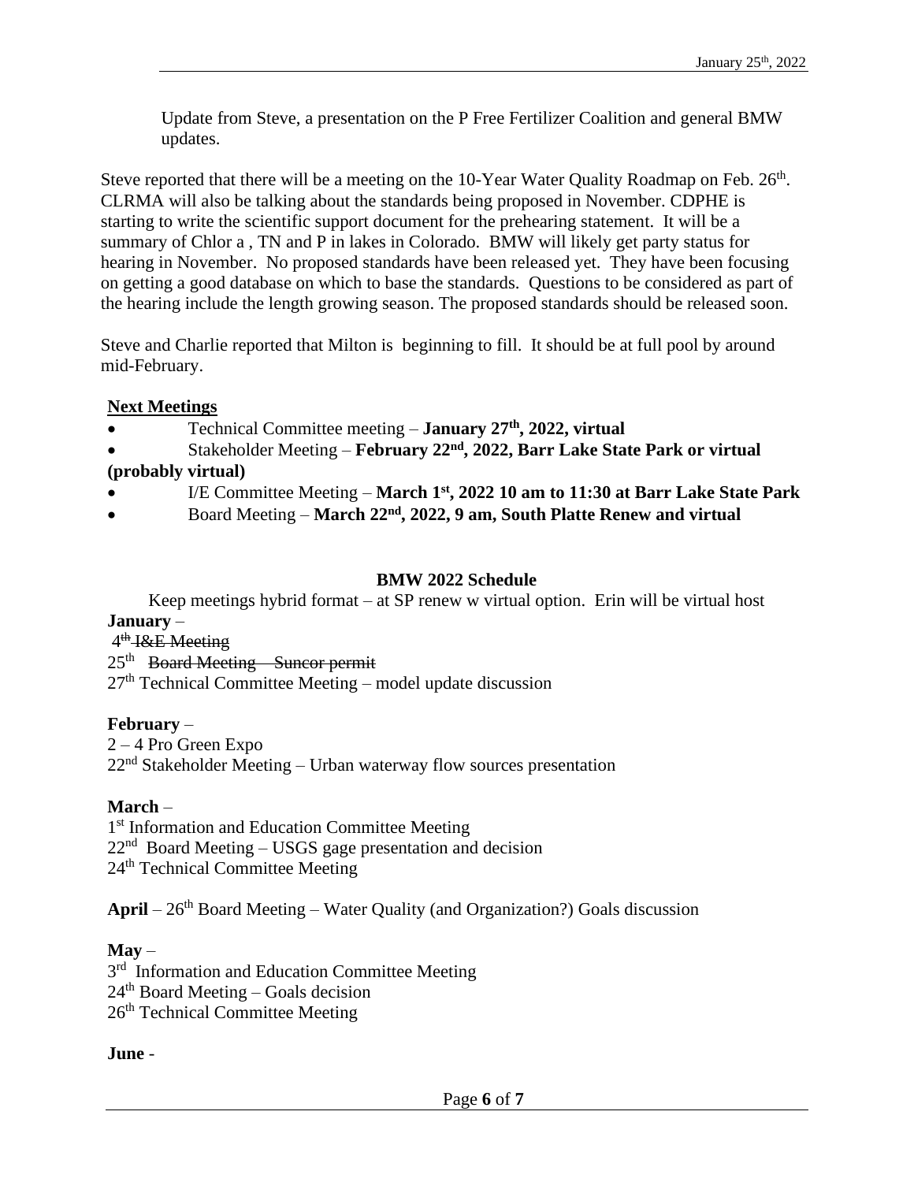Update from Steve, a presentation on the P Free Fertilizer Coalition and general BMW updates.

Steve reported that there will be a meeting on the 10-Year Water Quality Roadmap on Feb. 26th. CLRMA will also be talking about the standards being proposed in November. CDPHE is starting to write the scientific support document for the prehearing statement. It will be a summary of Chlor a , TN and P in lakes in Colorado. BMW will likely get party status for hearing in November. No proposed standards have been released yet. They have been focusing on getting a good database on which to base the standards. Questions to be considered as part of the hearing include the length growing season. The proposed standards should be released soon.

Steve and Charlie reported that Milton is beginning to fill. It should be at full pool by around mid-February.

**Next Meetings**

- Technical Committee meeting – **January 27th, 2022, virtual**
- Stakeholder Meeting – **February 22nd, 2022, Barr Lake State Park or virtual (probably virtual)**
- I/E Committee Meeting – **March 1st, 2022 10 am to 11:30 at Barr Lake State Park**
- Board Meeting – **March 22nd, 2022, 9 am, South Platte Renew and virtual**

**BMW 2022 Schedule**

Keep meetings hybrid format – at SP renew w virtual option. Erin will be virtual host

**January** –

~~4th I&E Meeting~~

25th ~~Board Meeting – Suncor permit~~

27th Technical Committee Meeting – model update discussion

**February** –

2 – 4 Pro Green Expo

22nd Stakeholder Meeting – Urban waterway flow sources presentation

**March** –

1st Information and Education Committee Meeting

22nd Board Meeting – USGS gage presentation and decision

24th Technical Committee Meeting

**April** – 26th Board Meeting – Water Quality (and Organization?) Goals discussion

**May** –

3rd Information and Education Committee Meeting

24th Board Meeting – Goals decision

26th Technical Committee Meeting

**June** -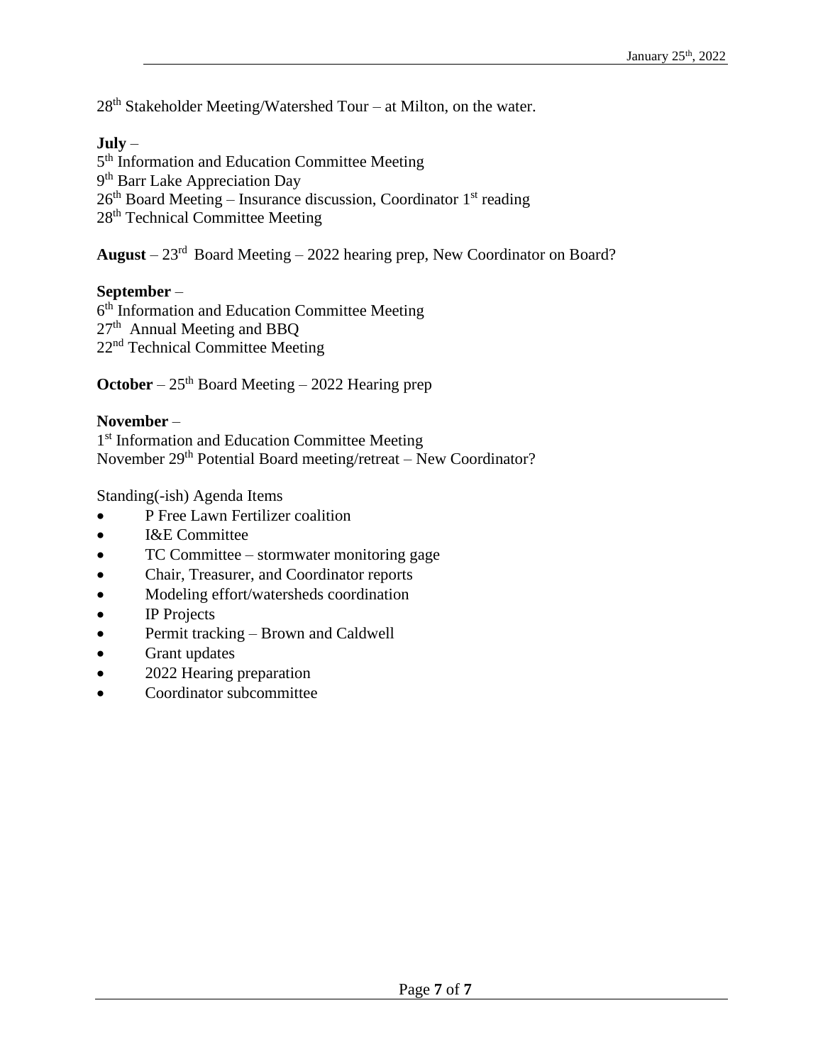28th Stakeholder Meeting/Watershed Tour – at Milton, on the water.

**July** –
5th Information and Education Committee Meeting
9th Barr Lake Appreciation Day
26th Board Meeting – Insurance discussion, Coordinator 1st reading
28th Technical Committee Meeting

**August** – 23rd Board Meeting – 2022 hearing prep, New Coordinator on Board?

**September** –
6th Information and Education Committee Meeting
27th Annual Meeting and BBQ
22nd Technical Committee Meeting

**October** – 25th Board Meeting – 2022 Hearing prep

**November** –
1st Information and Education Committee Meeting
November 29th Potential Board meeting/retreat – New Coordinator?

Standing(-ish) Agenda Items

- P Free Lawn Fertilizer coalition
- I&E Committee
- TC Committee – stormwater monitoring gage
- Chair, Treasurer, and Coordinator reports
- Modeling effort/watersheds coordination
- IP Projects
- Permit tracking – Brown and Caldwell
- Grant updates
- 2022 Hearing preparation
- Coordinator subcommittee